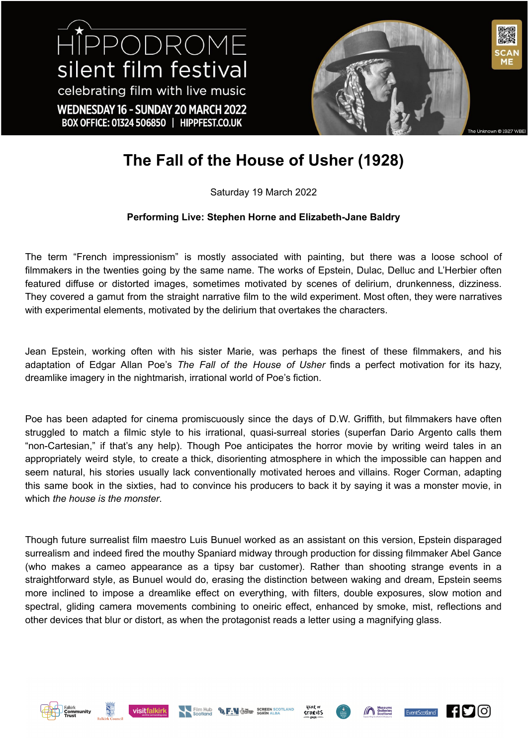HIPPODROME silent film festival

celebrating film with live music

WEDNESDAY 16 - SUNDAY 20 MARCH 2022

BOX OFFICE: 01324 506850 | HIPPFEST.CO.UK

The Unknown © 1927 WBEI

# The Fall of the House of Usher (1928)

Saturday 19 March 2022

**Performing Live: Stephen Horne and Elizabeth-Jane Baldry**

The term “French impressionism” is mostly associated with painting, but there was a loose school of filmmakers in the twenties going by the same name. The works of Epstein, Dulac, Delluc and L’Herbier often featured diffuse or distorted images, sometimes motivated by scenes of delirium, drunkenness, dizziness. They covered a gamut from the straight narrative film to the wild experiment. Most often, they were narratives with experimental elements, motivated by the delirium that overtakes the characters.

Jean Epstein, working often with his sister Marie, was perhaps the finest of these filmmakers, and his adaptation of Edgar Allan Poe’s *The Fall of the House of Usher* finds a perfect motivation for its hazy, dreamlike imagery in the nightmarish, irrational world of Poe’s fiction.

Poe has been adapted for cinema promiscuously since the days of D.W. Griffith, but filmmakers have often struggled to match a filmic style to his irrational, quasi-surreal stories (superfan Dario Argento calls them “non-Cartesian,” if that’s any help). Though Poe anticipates the horror movie by writing weird tales in an appropriately weird style, to create a thick, disorienting atmosphere in which the impossible can happen and seem natural, his stories usually lack conventionally motivated heroes and villains. Roger Corman, adapting this same book in the sixties, had to convince his producers to back it by saying it was a monster movie, in which *the house is the monster*.

Though future surrealist film maestro Luis Bunuel worked as an assistant on this version, Epstein disparaged surrealism and indeed fired the mouthy Spaniard midway through production for dissing filmmaker Abel Gance (who makes a cameo appearance as a tipsy bar customer). Rather than shooting strange events in a straightforward style, as Bunuel would do, erasing the distinction between waking and dream, Epstein seems more inclined to impose a dreamlike effect on everything, with filters, double exposures, slow motion and spectral, gliding camera movements combining to oneiric effect, enhanced by smoke, mist, reflections and other devices that blur or distort, as when the protagonist reads a letter using a magnifying glass.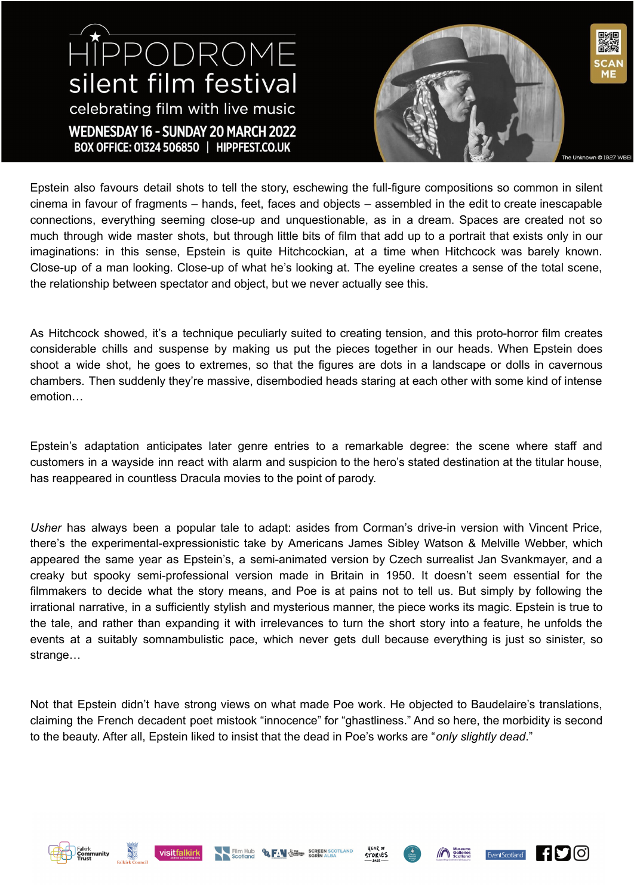Epstein also favours detail shots to tell the story, eschewing the full-figure compositions so common in silent cinema in favour of fragments – hands, feet, faces and objects – assembled in the edit to create inescapable connections, everything seeming close-up and unquestionable, as in a dream. Spaces are created not so much through wide master shots, but through little bits of film that add up to a portrait that exists only in our imaginations: in this sense, Epstein is quite Hitchcockian, at a time when Hitchcock was barely known. Close-up of a man looking. Close-up of what he's looking at. The eyeline creates a sense of the total scene, the relationship between spectator and object, but we never actually see this.

As Hitchcock showed, it's a technique peculiarly suited to creating tension, and this proto-horror film creates considerable chills and suspense by making us put the pieces together in our heads. When Epstein does shoot a wide shot, he goes to extremes, so that the figures are dots in a landscape or dolls in cavernous chambers. Then suddenly they're massive, disembodied heads staring at each other with some kind of intense emotion…

Epstein's adaptation anticipates later genre entries to a remarkable degree: the scene where staff and customers in a wayside inn react with alarm and suspicion to the hero's stated destination at the titular house, has reappeared in countless Dracula movies to the point of parody.

*Usher* has always been a popular tale to adapt: asides from Corman's drive-in version with Vincent Price, there's the experimental-expressionistic take by Americans James Sibley Watson & Melville Webber, which appeared the same year as Epstein's, a semi-animated version by Czech surrealist Jan Svankmayer, and a creaky but spooky semi-professional version made in Britain in 1950. It doesn't seem essential for the filmmakers to decide what the story means, and Poe is at pains not to tell us. But simply by following the irrational narrative, in a sufficiently stylish and mysterious manner, the piece works its magic. Epstein is true to the tale, and rather than expanding it with irrelevances to turn the short story into a feature, he unfolds the events at a suitably somnambulistic pace, which never gets dull because everything is just so sinister, so strange…

Not that Epstein didn't have strong views on what made Poe work. He objected to Baudelaire's translations, claiming the French decadent poet mistook "innocence" for "ghastliness." And so here, the morbidity is second to the beauty. After all, Epstein liked to insist that the dead in Poe's works are "*only slightly dead*."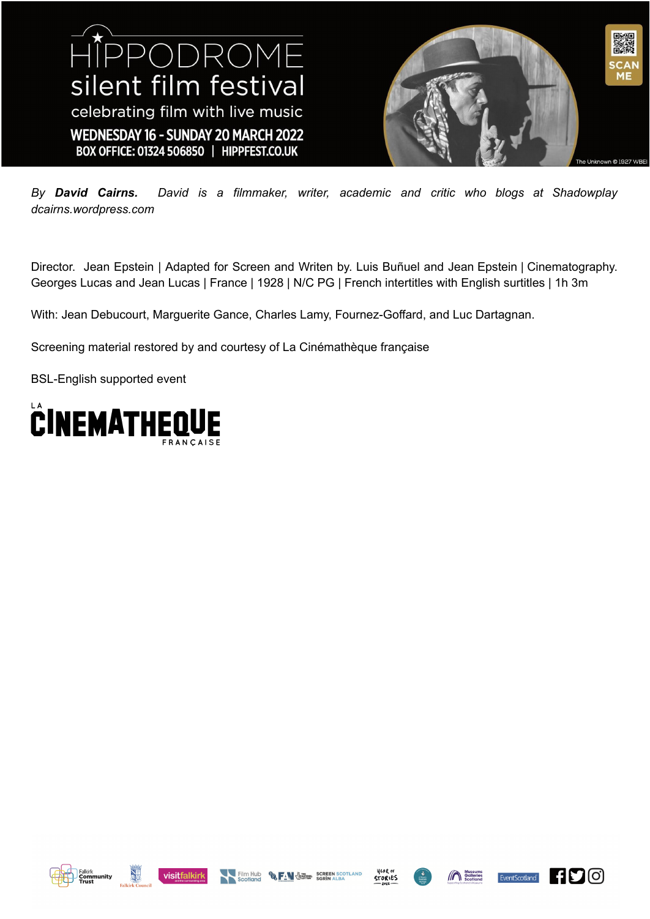# HIPPODROME silent film festival

celebrating film with live music

WEDNESDAY 16 - SUNDAY 20 MARCH 2022

BOX OFFICE: 01324 506850 | HIPPFEST.CO.UK

SCAN ME

The Unknown © 1927 WBEI

*By **David Cairns**. David is a filmmaker, writer, academic and critic who blogs at Shadowplay dcairns.wordpress.com*

Director. Jean Epstein | Adapted for Screen and Writen by. Luis Buñuel and Jean Epstein | Cinematography. Georges Lucas and Jean Lucas | France | 1928 | N/C PG | French intertitles with English surtitles | 1h 3m

With: Jean Debucourt, Marguerite Gance, Charles Lamy, Fournez-Goffard, and Luc Dartagnan.

Screening material restored by and courtesy of La Cinémathèque française

BSL-English supported event

LA CINEMATHEQUE FRANÇAISE